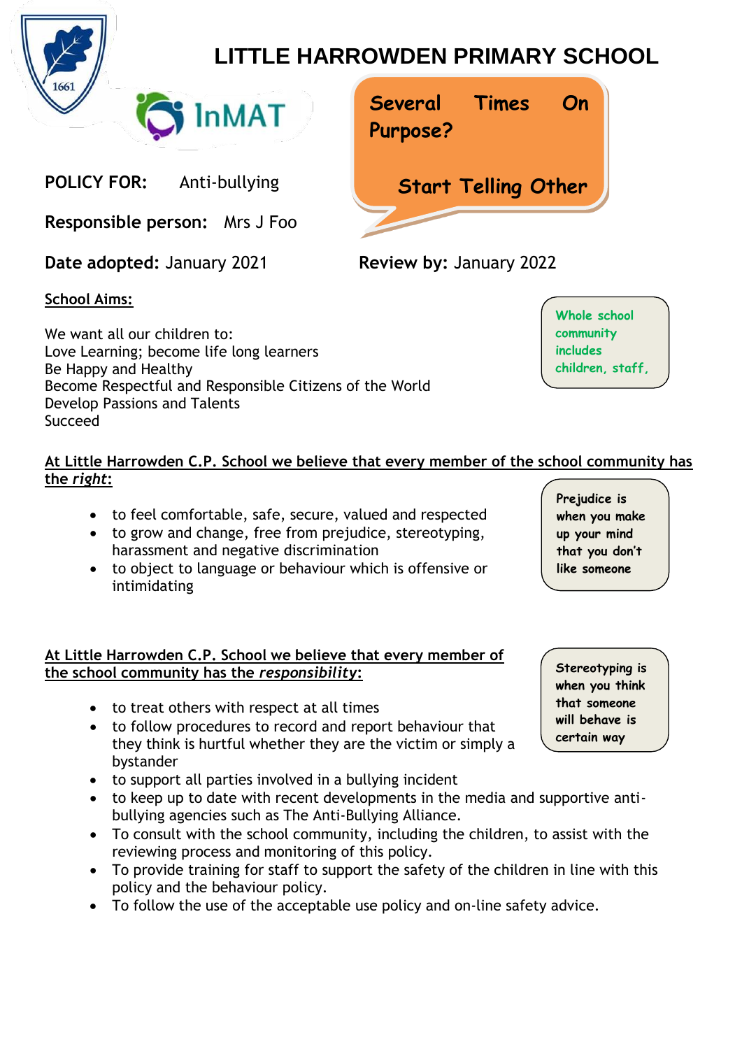# LITTLE HARROWDEN PRIMARY SCHOOL

**Several Times On Purpose?**

**Start Telling Other**

**POLICY FOR:** Anti-bullying

**Responsible person:** Mrs J Foo

**Date adopted:** January 2021

**Review by:** January 2022

**School Aims:**

We want all our children to:
Love Learning; become life long learners
Be Happy and Healthy
Become Respectful and Responsible Citizens of the World
Develop Passions and Talents
Succeed

Whole school community includes children, staff,

**At Little Harrowden C.P. School we believe that every member of the school community has the *right*:**

- to feel comfortable, safe, secure, valued and respected
- to grow and change, free from prejudice, stereotyping, harassment and negative discrimination
- to object to language or behaviour which is offensive or intimidating

Prejudice is when you make up your mind that you don't like someone

**At Little Harrowden C.P. School we believe that every member of the school community has the *responsibility*:**

Stereotyping is when you think that someone will behave is certain way

- to treat others with respect at all times
- to follow procedures to record and report behaviour that they think is hurtful whether they are the victim or simply a bystander
- to support all parties involved in a bullying incident
- to keep up to date with recent developments in the media and supportive anti-bullying agencies such as The Anti-Bullying Alliance.
- To consult with the school community, including the children, to assist with the reviewing process and monitoring of this policy.
- To provide training for staff to support the safety of the children in line with this policy and the behaviour policy.
- To follow the use of the acceptable use policy and on-line safety advice.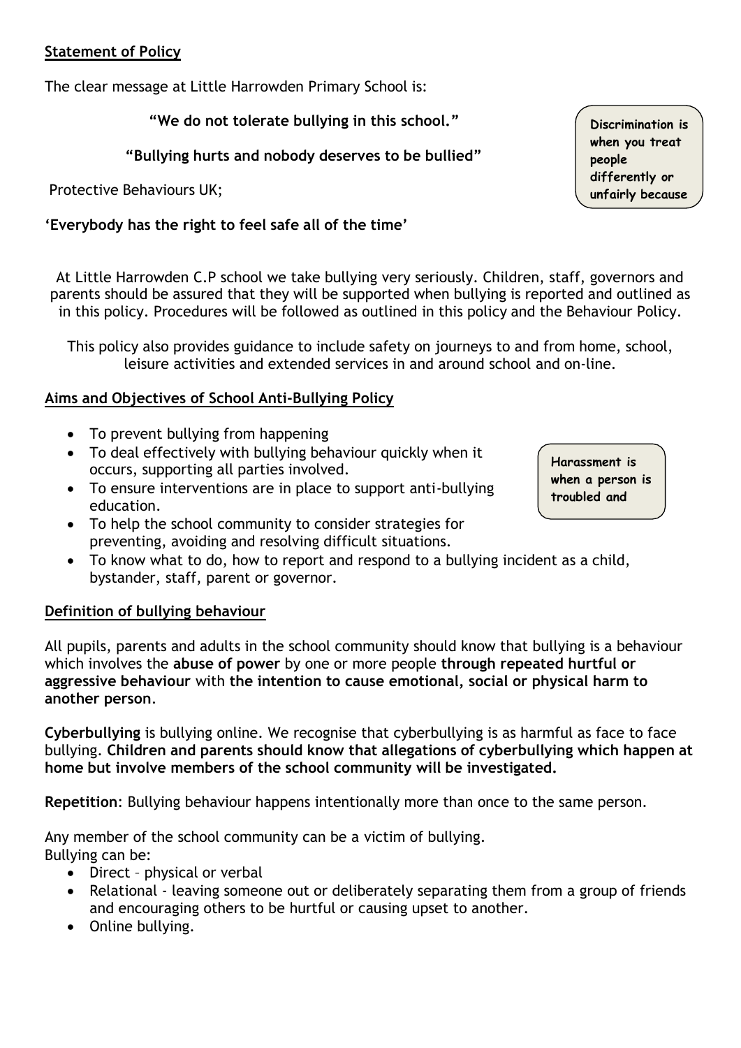## Statement of Policy

The clear message at Little Harrowden Primary School is:

**"We do not tolerate bullying in this school."**

**"Bullying hurts and nobody deserves to be bullied"**

Protective Behaviours UK;

**'Everybody has the right to feel safe all of the time'**

**Discrimination is when you treat people differently or unfairly because**

At Little Harrowden C.P school we take bullying very seriously. Children, staff, governors and parents should be assured that they will be supported when bullying is reported and outlined as in this policy. Procedures will be followed as outlined in this policy and the Behaviour Policy.

This policy also provides guidance to include safety on journeys to and from home, school, leisure activities and extended services in and around school and on-line.

## Aims and Objectives of School Anti-Bullying Policy

- To prevent bullying from happening
- To deal effectively with bullying behaviour quickly when it occurs, supporting all parties involved.
- To ensure interventions are in place to support anti-bullying education.
- To help the school community to consider strategies for preventing, avoiding and resolving difficult situations.
- To know what to do, how to report and respond to a bullying incident as a child, bystander, staff, parent or governor.

**Harassment is when a person is troubled and**

## Definition of bullying behaviour

All pupils, parents and adults in the school community should know that bullying is a behaviour which involves the **abuse of power** by one or more people **through repeated hurtful or aggressive behaviour** with **the intention to cause emotional, social or physical harm to another person**.

**Cyberbullying** is bullying online. We recognise that cyberbullying is as harmful as face to face bullying. **Children and parents should know that allegations of cyberbullying which happen at home but involve members of the school community will be investigated.**

**Repetition**: Bullying behaviour happens intentionally more than once to the same person.

Any member of the school community can be a victim of bullying.
Bullying can be:

- Direct – physical or verbal
- Relational - leaving someone out or deliberately separating them from a group of friends and encouraging others to be hurtful or causing upset to another.
- Online bullying.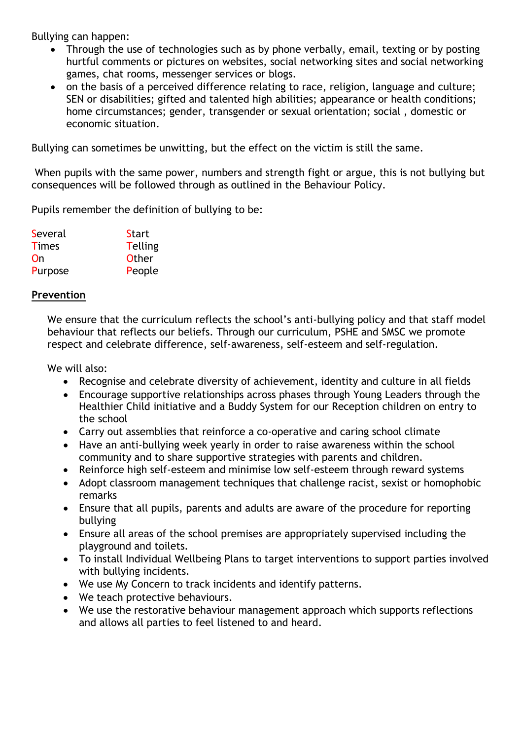Bullying can happen:

- Through the use of technologies such as by phone verbally, email, texting or by posting hurtful comments or pictures on websites, social networking sites and social networking games, chat rooms, messenger services or blogs.
- on the basis of a perceived difference relating to race, religion, language and culture; SEN or disabilities; gifted and talented high abilities; appearance or health conditions; home circumstances; gender, transgender or sexual orientation; social , domestic or economic situation.

Bullying can sometimes be unwitting, but the effect on the victim is still the same.

When pupils with the same power, numbers and strength fight or argue, this is not bullying but consequences will be followed through as outlined in the Behaviour Policy.

Pupils remember the definition of bullying to be:

| | |
|---|---|
| Several | Start |
| Times | Telling |
| On | Other |
| Purpose | People |

**Prevention**

We ensure that the curriculum reflects the school's anti-bullying policy and that staff model behaviour that reflects our beliefs. Through our curriculum, PSHE and SMSC we promote respect and celebrate difference, self-awareness, self-esteem and self-regulation.

We will also:

- Recognise and celebrate diversity of achievement, identity and culture in all fields
- Encourage supportive relationships across phases through Young Leaders through the Healthier Child initiative and a Buddy System for our Reception children on entry to the school
- Carry out assemblies that reinforce a co-operative and caring school climate
- Have an anti-bullying week yearly in order to raise awareness within the school community and to share supportive strategies with parents and children.
- Reinforce high self-esteem and minimise low self-esteem through reward systems
- Adopt classroom management techniques that challenge racist, sexist or homophobic remarks
- Ensure that all pupils, parents and adults are aware of the procedure for reporting bullying
- Ensure all areas of the school premises are appropriately supervised including the playground and toilets.
- To install Individual Wellbeing Plans to target interventions to support parties involved with bullying incidents.
- We use My Concern to track incidents and identify patterns.
- We teach protective behaviours.
- We use the restorative behaviour management approach which supports reflections and allows all parties to feel listened to and heard.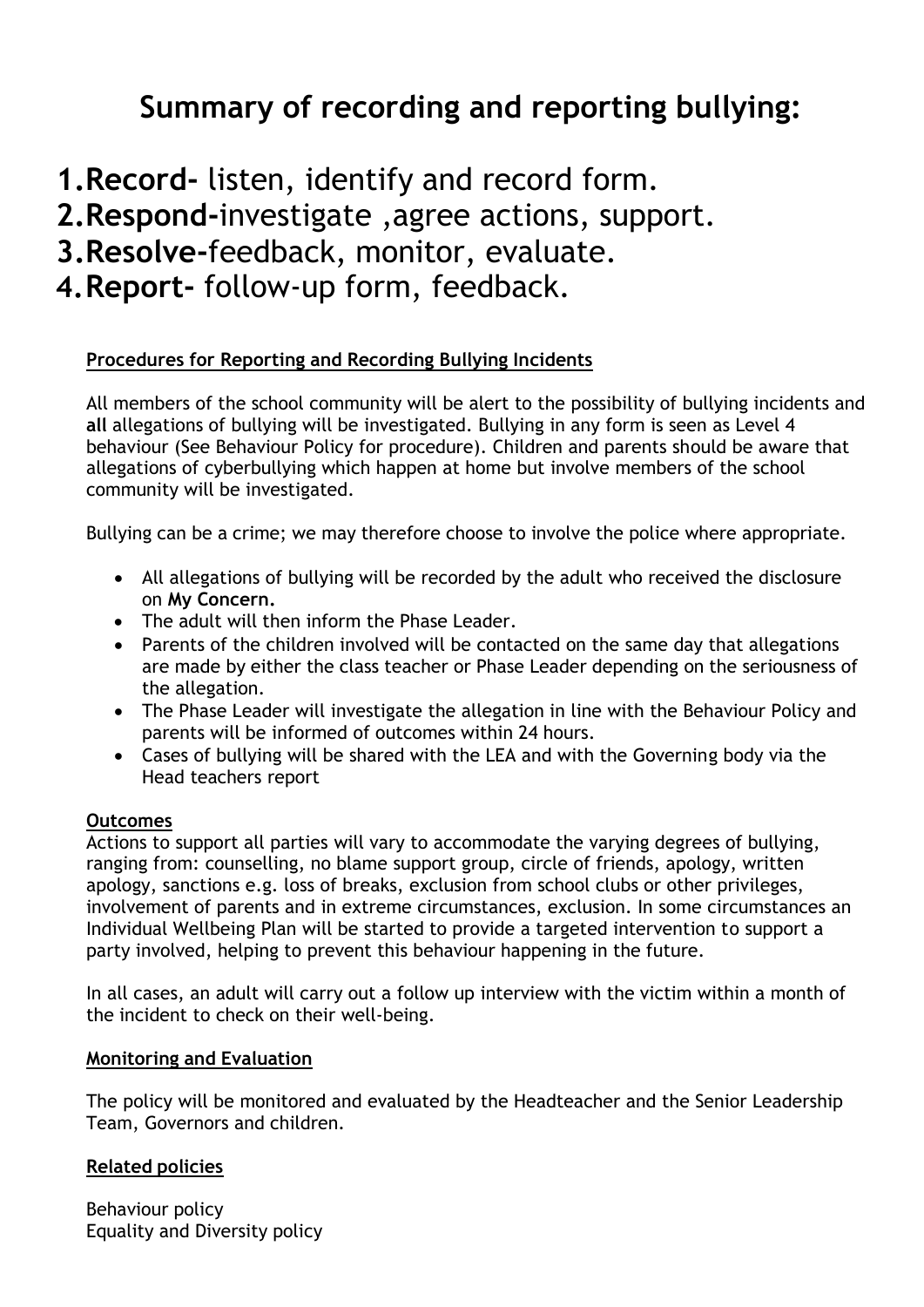# Summary of recording and reporting bullying:

1. **Record-** listen, identify and record form.
2. **Respond-**investigate ,agree actions, support.
3. **Resolve-**feedback, monitor, evaluate.
4. **Report-** follow-up form, feedback.

**Procedures for Reporting and Recording Bullying Incidents**

All members of the school community will be alert to the possibility of bullying incidents and **all** allegations of bullying will be investigated. Bullying in any form is seen as Level 4 behaviour (See Behaviour Policy for procedure). Children and parents should be aware that allegations of cyberbullying which happen at home but involve members of the school community will be investigated.

Bullying can be a crime; we may therefore choose to involve the police where appropriate.

- All allegations of bullying will be recorded by the adult who received the disclosure on **My Concern.**
- The adult will then inform the Phase Leader.
- Parents of the children involved will be contacted on the same day that allegations are made by either the class teacher or Phase Leader depending on the seriousness of the allegation.
- The Phase Leader will investigate the allegation in line with the Behaviour Policy and parents will be informed of outcomes within 24 hours.
- Cases of bullying will be shared with the LEA and with the Governing body via the Head teachers report

**Outcomes**

Actions to support all parties will vary to accommodate the varying degrees of bullying, ranging from: counselling, no blame support group, circle of friends, apology, written apology, sanctions e.g. loss of breaks, exclusion from school clubs or other privileges, involvement of parents and in extreme circumstances, exclusion. In some circumstances an Individual Wellbeing Plan will be started to provide a targeted intervention to support a party involved, helping to prevent this behaviour happening in the future.

In all cases, an adult will carry out a follow up interview with the victim within a month of the incident to check on their well-being.

**Monitoring and Evaluation**

The policy will be monitored and evaluated by the Headteacher and the Senior Leadership Team, Governors and children.

**Related policies**

Behaviour policy
Equality and Diversity policy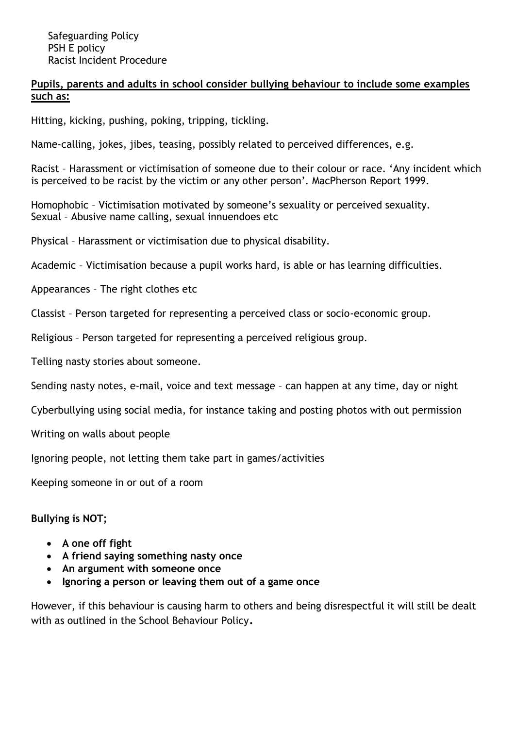Safeguarding Policy
PSH E policy
Racist Incident Procedure

**Pupils, parents and adults in school consider bullying behaviour to include some examples such as:**

Hitting, kicking, pushing, poking, tripping, tickling.

Name-calling, jokes, jibes, teasing, possibly related to perceived differences, e.g.

Racist – Harassment or victimisation of someone due to their colour or race. 'Any incident which is perceived to be racist by the victim or any other person'. MacPherson Report 1999.

Homophobic – Victimisation motivated by someone's sexuality or perceived sexuality.
Sexual – Abusive name calling, sexual innuendoes etc

Physical – Harassment or victimisation due to physical disability.

Academic – Victimisation because a pupil works hard, is able or has learning difficulties.

Appearances – The right clothes etc

Classist – Person targeted for representing a perceived class or socio-economic group.

Religious – Person targeted for representing a perceived religious group.

Telling nasty stories about someone.

Sending nasty notes, e-mail, voice and text message – can happen at any time, day or night

Cyberbullying using social media, for instance taking and posting photos with out permission

Writing on walls about people

Ignoring people, not letting them take part in games/activities

Keeping someone in or out of a room

**Bullying is NOT;**

- **A one off fight**
- **A friend saying something nasty once**
- **An argument with someone once**
- **Ignoring a person or leaving them out of a game once**

However, if this behaviour is causing harm to others and being disrespectful it will still be dealt with as outlined in the School Behaviour Policy**.**